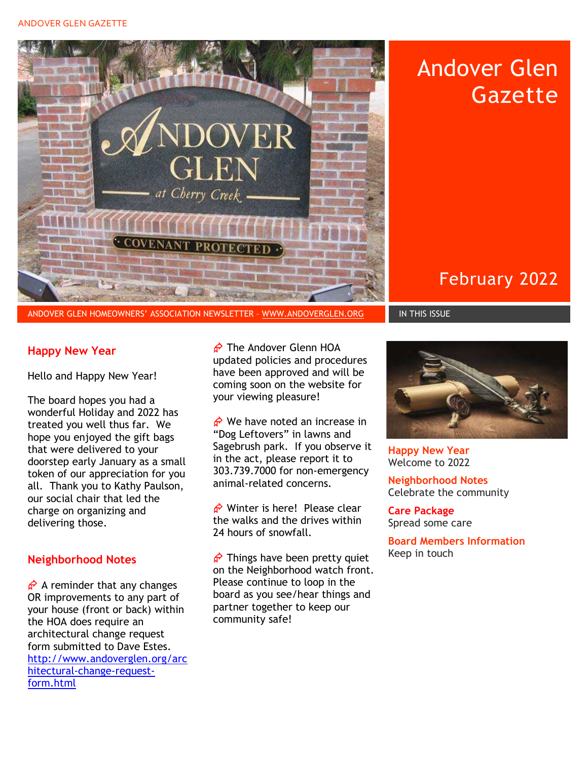# Andover Glen Gazette

February 2022

ANDOVER GLEN HOMEOWNERS' ASSOCIATION NEWSLETTER – [WWW.ANDOVERGLEN.ORG](http://www.andoverglen.org)

IN THIS ISSUE

**Happy New Year**
Welcome to 2022

**Neighborhood Notes**
Celebrate the community

**Care Package**
Spread some care

**Board Members Information**
Keep in touch

## Happy New Year

Hello and Happy New Year!

The board hopes you had a wonderful Holiday and 2022 has treated you well thus far. We hope you enjoyed the gift bags that were delivered to your doorstep early January as a small token of our appreciation for you all. Thank you to Kathy Paulson, our social chair that led the charge on organizing and delivering those.

## Neighborhood Notes

- A reminder that any changes OR improvements to any part of your house (front or back) within the HOA does require an architectural change request form submitted to Dave Estes. [http://www.andoverglen.org/architectural-change-request-form.html](http://www.andoverglen.org/architectural-change-request-form.html)

- The Andover Glenn HOA updated policies and procedures have been approved and will be coming soon on the website for your viewing pleasure!

- We have noted an increase in "Dog Leftovers" in lawns and Sagebrush park. If you observe it in the act, please report it to 303.739.7000 for non-emergency animal-related concerns.

- Winter is here! Please clear the walks and the drives within 24 hours of snowfall.

- Things have been pretty quiet on the Neighborhood watch front. Please continue to loop in the board as you see/hear things and partner together to keep our community safe!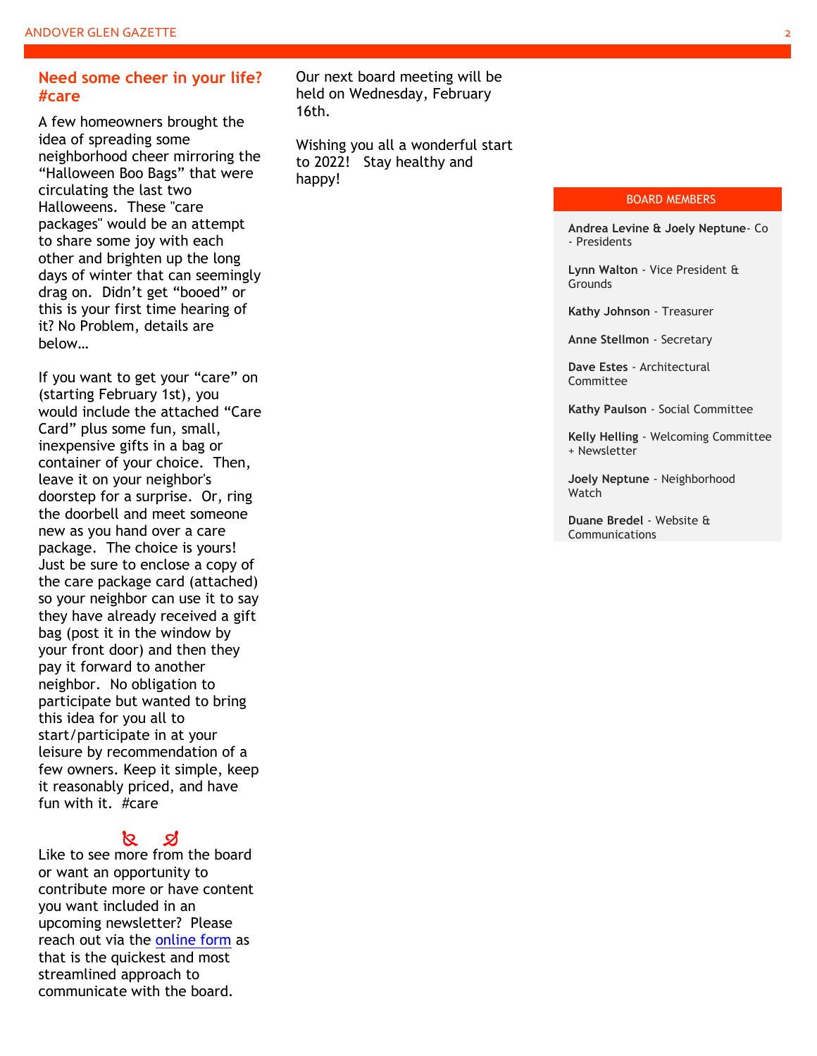## Need some cheer in your life? #care

A few homeowners brought the idea of spreading some neighborhood cheer mirroring the "Halloween Boo Bags" that were circulating the last two Halloweens. These "care packages" would be an attempt to share some joy with each other and brighten up the long days of winter that can seemingly drag on. Didn't get "booed" or this is your first time hearing of it? No Problem, details are below…

If you want to get your "care" on (starting February 1st), you would include the attached "Care Card" plus some fun, small, inexpensive gifts in a bag or container of your choice. Then, leave it on your neighbor's doorstep for a surprise. Or, ring the doorbell and meet someone new as you hand over a care package. The choice is yours! Just be sure to enclose a copy of the care package card (attached) so your neighbor can use it to say they have already received a gift bag (post it in the window by your front door) and then they pay it forward to another neighbor. No obligation to participate but wanted to bring this idea for you all to start/participate in at your leisure by recommendation of a few owners. Keep it simple, keep it reasonably priced, and have fun with it. #care

Like to see more from the board or want an opportunity to contribute more or have content you want included in an upcoming newsletter? Please reach out via the [online form]() as that is the quickest and most streamlined approach to communicate with the board.

Our next board meeting will be held on Wednesday, February 16th.

Wishing you all a wonderful start to 2022! Stay healthy and happy!

### BOARD MEMBERS

**Andrea Levine & Joely Neptune**- Co - Presidents

**Lynn Walton** - Vice President & Grounds

**Kathy Johnson** - Treasurer

**Anne Stellmon** - Secretary

**Dave Estes** - Architectural Committee

**Kathy Paulson** - Social Committee

**Kelly Helling** - Welcoming Committee + Newsletter

**Joely Neptune** - Neighborhood Watch

**Duane Bredel** - Website & Communications